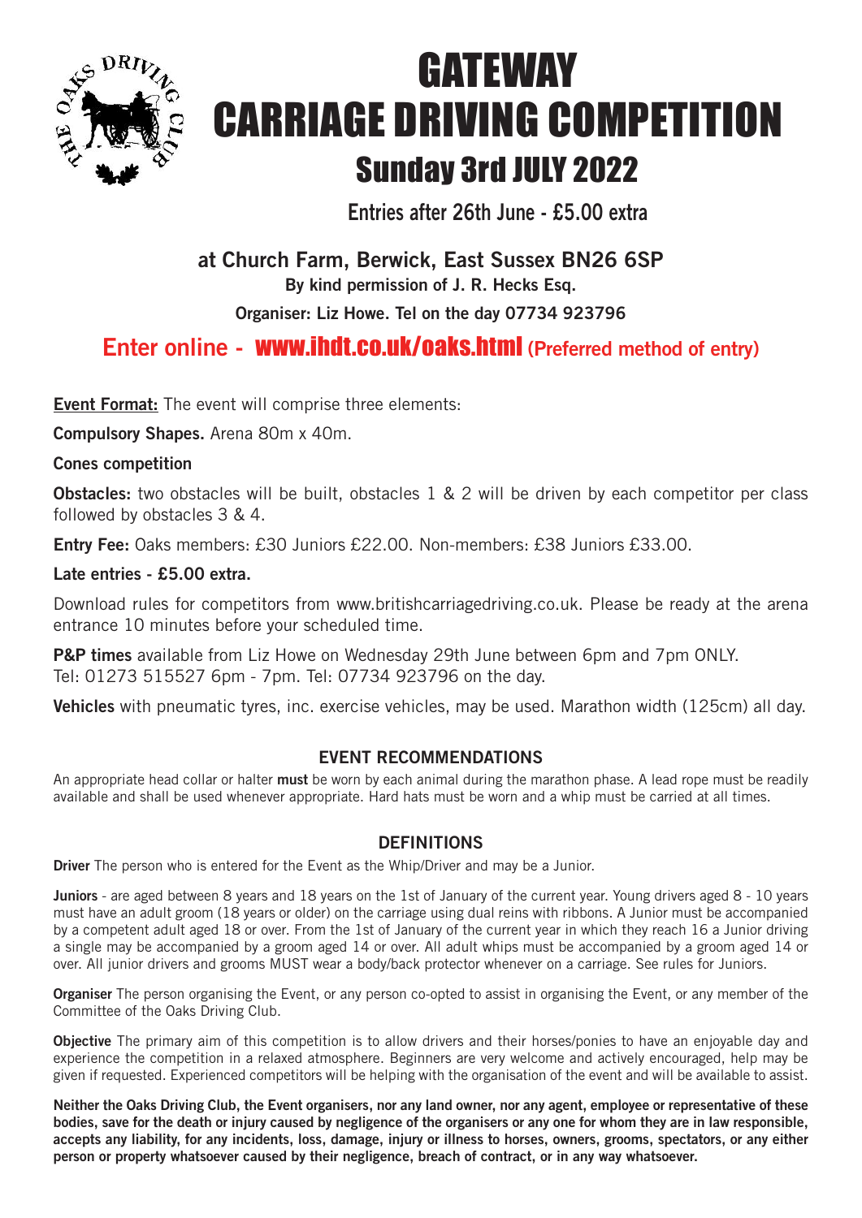# GATEWAY CARRIAGE DRIVING COMPETITION

## Sunday 3rd JULY 2022

**Entries after 26th June - £5.00 extra**

**at Church Farm, Berwick, East Sussex BN26 6SP**

**By kind permission of J. R. Hecks Esq.**

**Organiser: Liz Howe. Tel on the day 07734 923796**

**Enter online - www.ihdt.co.uk/oaks.html (Preferred method of entry)**

**Event Format:** The event will comprise three elements:

**Compulsory Shapes.** Arena 80m x 40m.

**Cones competition**

**Obstacles:** two obstacles will be built, obstacles 1 & 2 will be driven by each competitor per class followed by obstacles 3 & 4.

**Entry Fee:** Oaks members: £30 Juniors £22.00. Non-members: £38 Juniors £33.00.

**Late entries - £5.00 extra.**

Download rules for competitors from www.britishcarriagedriving.co.uk. Please be ready at the arena entrance 10 minutes before your scheduled time.

**P&P times** available from Liz Howe on Wednesday 29th June between 6pm and 7pm ONLY.
Tel: 01273 515527 6pm - 7pm. Tel: 07734 923796 on the day.

**Vehicles** with pneumatic tyres, inc. exercise vehicles, may be used. Marathon width (125cm) all day.

### EVENT RECOMMENDATIONS

An appropriate head collar or halter **must** be worn by each animal during the marathon phase. A lead rope must be readily available and shall be used whenever appropriate. Hard hats must be worn and a whip must be carried at all times.

### DEFINITIONS

**Driver** The person who is entered for the Event as the Whip/Driver and may be a Junior.

**Juniors** - are aged between 8 years and 18 years on the 1st of January of the current year. Young drivers aged 8 - 10 years must have an adult groom (18 years or older) on the carriage using dual reins with ribbons. A Junior must be accompanied by a competent adult aged 18 or over. From the 1st of January of the current year in which they reach 16 a Junior driving a single may be accompanied by a groom aged 14 or over. All adult whips must be accompanied by a groom aged 14 or over. All junior drivers and grooms MUST wear a body/back protector whenever on a carriage. See rules for Juniors.

**Organiser** The person organising the Event, or any person co-opted to assist in organising the Event, or any member of the Committee of the Oaks Driving Club.

**Objective** The primary aim of this competition is to allow drivers and their horses/ponies to have an enjoyable day and experience the competition in a relaxed atmosphere. Beginners are very welcome and actively encouraged, help may be given if requested. Experienced competitors will be helping with the organisation of the event and will be available to assist.

**Neither the Oaks Driving Club, the Event organisers, nor any land owner, nor any agent, employee or representative of these bodies, save for the death or injury caused by negligence of the organisers or any one for whom they are in law responsible, accepts any liability, for any incidents, loss, damage, injury or illness to horses, owners, grooms, spectators, or any either person or property whatsoever caused by their negligence, breach of contract, or in any way whatsoever.**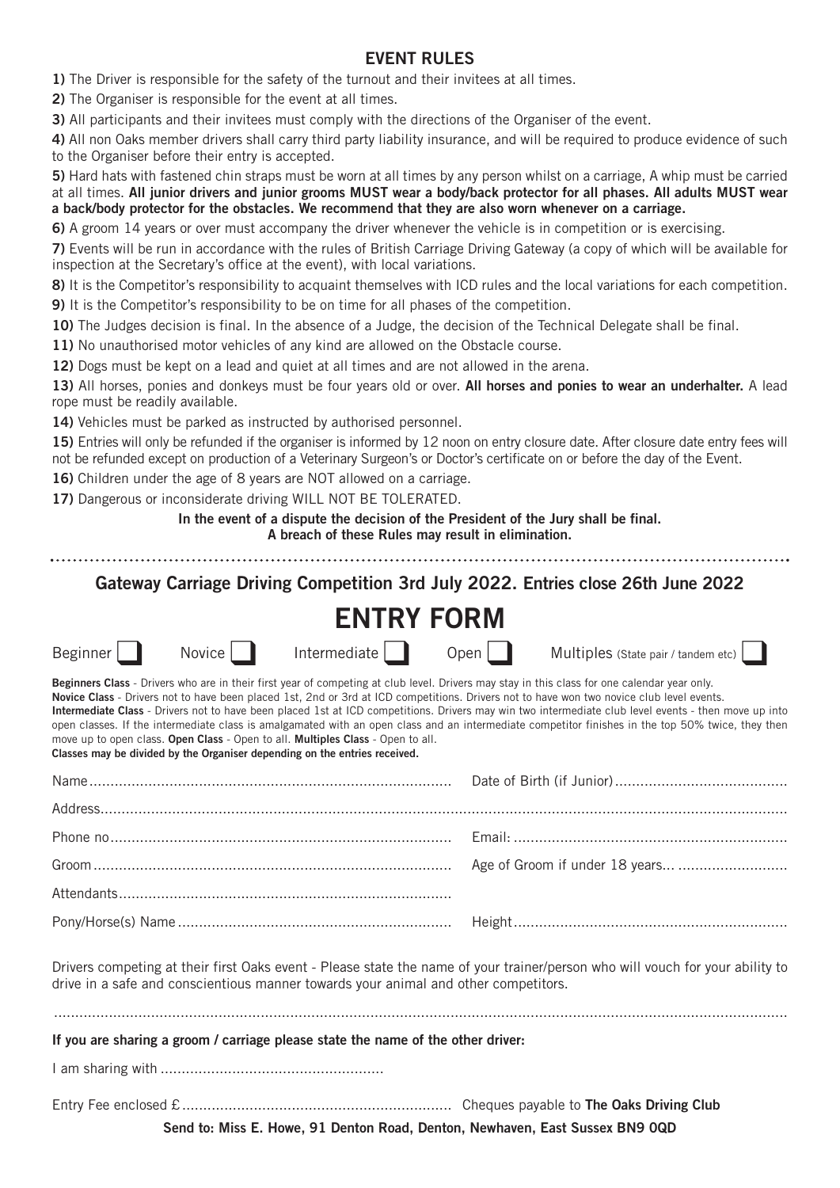## EVENT RULES

**1)** The Driver is responsible for the safety of the turnout and their invitees at all times.

**2)** The Organiser is responsible for the event at all times.

**3)** All participants and their invitees must comply with the directions of the Organiser of the event.

**4)** All non Oaks member drivers shall carry third party liability insurance, and will be required to produce evidence of such to the Organiser before their entry is accepted.

**5)** Hard hats with fastened chin straps must be worn at all times by any person whilst on a carriage, A whip must be carried at all times. **All junior drivers and junior grooms MUST wear a body/back protector for all phases. All adults MUST wear a back/body protector for the obstacles. We recommend that they are also worn whenever on a carriage.**

**6)** A groom 14 years or over must accompany the driver whenever the vehicle is in competition or is exercising.

**7)** Events will be run in accordance with the rules of British Carriage Driving Gateway (a copy of which will be available for inspection at the Secretary's office at the event), with local variations.

**8)** It is the Competitor's responsibility to acquaint themselves with ICD rules and the local variations for each competition.

**9)** It is the Competitor's responsibility to be on time for all phases of the competition.

**10)** The Judges decision is final. In the absence of a Judge, the decision of the Technical Delegate shall be final.

**11)** No unauthorised motor vehicles of any kind are allowed on the Obstacle course.

**12)** Dogs must be kept on a lead and quiet at all times and are not allowed in the arena.

**13)** All horses, ponies and donkeys must be four years old or over. **All horses and ponies to wear an underhalter.** A lead rope must be readily available.

**14)** Vehicles must be parked as instructed by authorised personnel.

**15)** Entries will only be refunded if the organiser is informed by 12 noon on entry closure date. After closure date entry fees will not be refunded except on production of a Veterinary Surgeon's or Doctor's certificate on or before the day of the Event.

**16)** Children under the age of 8 years are NOT allowed on a carriage.

**17)** Dangerous or inconsiderate driving WILL NOT BE TOLERATED.

**In the event of a dispute the decision of the President of the Jury shall be final.**
**A breach of these Rules may result in elimination.**

---

## Gateway Carriage Driving Competition 3rd July 2022. Entries close 26th June 2022

# ENTRY FORM

Beginner ☐ Novice ☐ Intermediate ☐ Open ☐ Multiples (State pair / tandem etc) ☐

**Beginners Class** - Drivers who are in their first year of competing at club level. Drivers may stay in this class for one calendar year only.
**Novice Class** - Drivers not to have been placed 1st, 2nd or 3rd at ICD competitions. Drivers not to have won two novice club level events.
**Intermediate Class** - Drivers not to have been placed 1st at ICD competitions. Drivers may win two intermediate club level events - then move up into open classes. If the intermediate class is amalgamated with an open class and an intermediate competitor finishes in the top 50% twice, they then move up to open class. **Open Class** - Open to all. **Multiples Class** - Open to all.
**Classes may be divided by the Organiser depending on the entries received.**

Name.................................................................................... Date of Birth (if Junior).........................................

Address...................................................................................................................................................................

Phone no................................................................................ Email: .................................................................

Groom.................................................................................... Age of Groom if under 18 years... ..........................

Attendants..............................................................................

Pony/Horse(s) Name................................................................ Height................................................................

Drivers competing at their first Oaks event - Please state the name of your trainer/person who will vouch for your ability to drive in a safe and conscientious manner towards your animal and other competitors.

.............................................................................................................................................................................

**If you are sharing a groom / carriage please state the name of the other driver:**

I am sharing with ....................................................

Entry Fee enclosed £............................................................... Cheques payable to **The Oaks Driving Club**

**Send to: Miss E. Howe, 91 Denton Road, Denton, Newhaven, East Sussex BN9 0QD**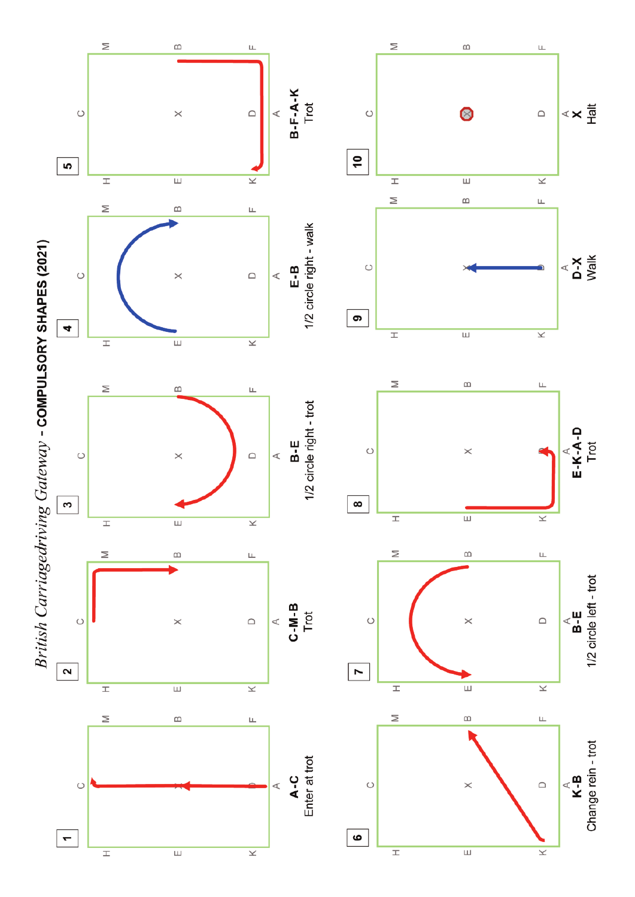# *British Carriagedriving Gateway* - COMPULSORY SHAPES (2021)

**1**

H C M
E X B
K D F
A

**A-C**
Enter at trot

**2**

H C M
E X B
K D F
A

**C-M-B**
Trot

**3**

H C M
E X B
K D F
A

**B-E**
1/2 circle right - trot

**4**

H C M
E X B
K D F
A

**E-B**
1/2 circle right - walk

**5**

H C M
E X B
K D F
A

**B-F-A-K**
Trot

**6**

H C M
E X B
K D F
A

**K-B**
Change rein - trot

**7**

H C M
E X B
K D F
A

**B-E**
1/2 circle left - trot

**8**

H C M
E X B
K D F
A

**E-K-A-D**
Trot

**9**

H C M
E X B
K D F
A

**D-X**
Walk

**10**

H C M
E X B
K D F
A

**X**
Halt